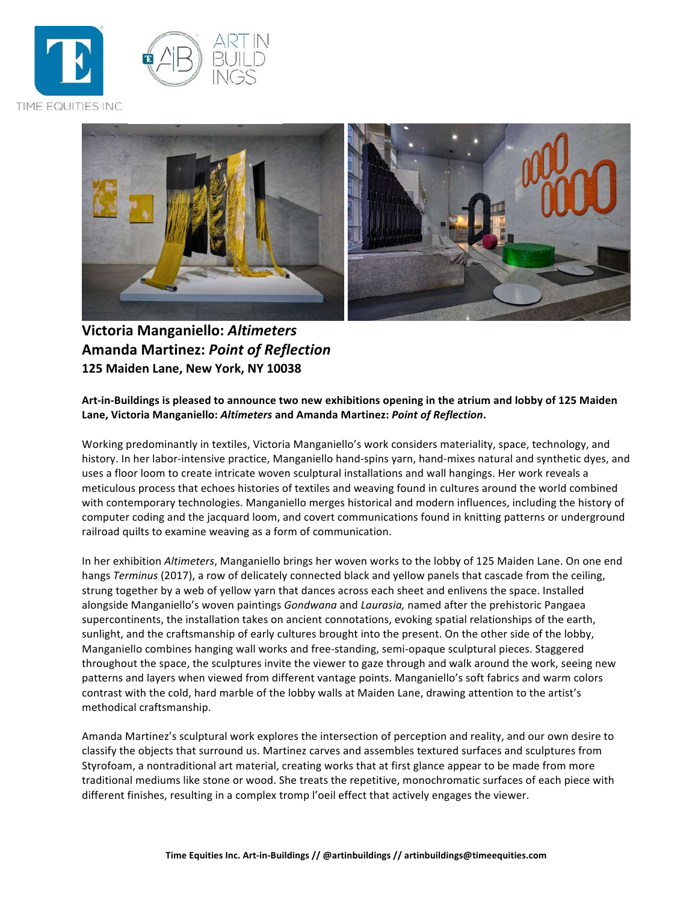**Victoria Manganiello: *Altimeters***
**Amanda Martinez: *Point of Reflection***
**125 Maiden Lane, New York, NY 10038**

**Art-in-Buildings is pleased to announce two new exhibitions opening in the atrium and lobby of 125 Maiden Lane, Victoria Manganiello: *Altimeters* and Amanda Martinez: *Point of Reflection*.**

Working predominantly in textiles, Victoria Manganiello's work considers materiality, space, technology, and history. In her labor-intensive practice, Manganiello hand-spins yarn, hand-mixes natural and synthetic dyes, and uses a floor loom to create intricate woven sculptural installations and wall hangings. Her work reveals a meticulous process that echoes histories of textiles and weaving found in cultures around the world combined with contemporary technologies. Manganiello merges historical and modern influences, including the history of computer coding and the jacquard loom, and covert communications found in knitting patterns or underground railroad quilts to examine weaving as a form of communication.

In her exhibition *Altimeters*, Manganiello brings her woven works to the lobby of 125 Maiden Lane. On one end hangs *Terminus* (2017), a row of delicately connected black and yellow panels that cascade from the ceiling, strung together by a web of yellow yarn that dances across each sheet and enlivens the space. Installed alongside Manganiello's woven paintings *Gondwana* and *Laurasia,* named after the prehistoric Pangaea supercontinents, the installation takes on ancient connotations, evoking spatial relationships of the earth, sunlight, and the craftsmanship of early cultures brought into the present. On the other side of the lobby, Manganiello combines hanging wall works and free-standing, semi-opaque sculptural pieces. Staggered throughout the space, the sculptures invite the viewer to gaze through and walk around the work, seeing new patterns and layers when viewed from different vantage points. Manganiello's soft fabrics and warm colors contrast with the cold, hard marble of the lobby walls at Maiden Lane, drawing attention to the artist's methodical craftsmanship.

Amanda Martinez's sculptural work explores the intersection of perception and reality, and our own desire to classify the objects that surround us. Martinez carves and assembles textured surfaces and sculptures from Styrofoam, a nontraditional art material, creating works that at first glance appear to be made from more traditional mediums like stone or wood. She treats the repetitive, monochromatic surfaces of each piece with different finishes, resulting in a complex tromp l'oeil effect that actively engages the viewer.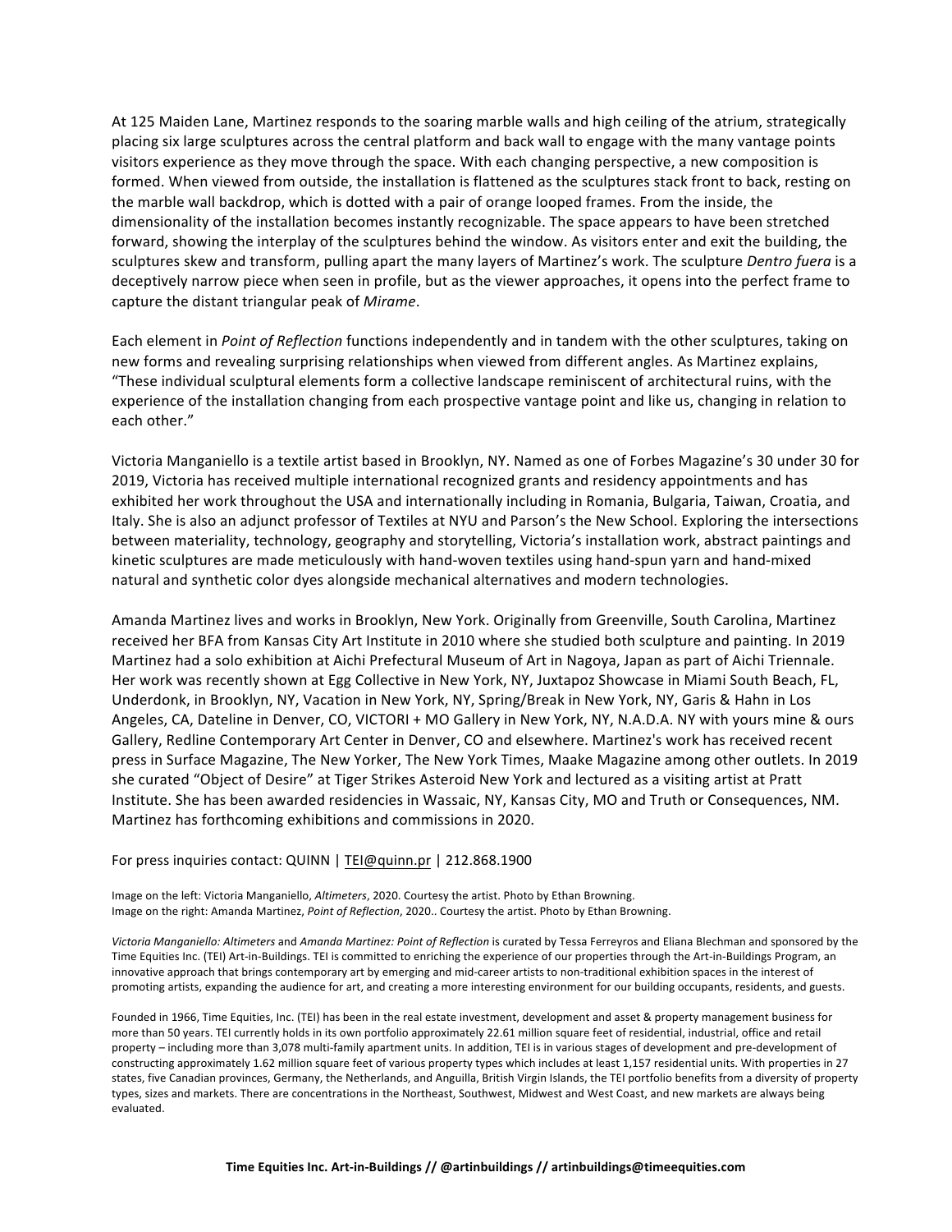At 125 Maiden Lane, Martinez responds to the soaring marble walls and high ceiling of the atrium, strategically placing six large sculptures across the central platform and back wall to engage with the many vantage points visitors experience as they move through the space. With each changing perspective, a new composition is formed. When viewed from outside, the installation is flattened as the sculptures stack front to back, resting on the marble wall backdrop, which is dotted with a pair of orange looped frames. From the inside, the dimensionality of the installation becomes instantly recognizable. The space appears to have been stretched forward, showing the interplay of the sculptures behind the window. As visitors enter and exit the building, the sculptures skew and transform, pulling apart the many layers of Martinez's work. The sculpture *Dentro fuera* is a deceptively narrow piece when seen in profile, but as the viewer approaches, it opens into the perfect frame to capture the distant triangular peak of *Mirame*.

Each element in *Point of Reflection* functions independently and in tandem with the other sculptures, taking on new forms and revealing surprising relationships when viewed from different angles. As Martinez explains, "These individual sculptural elements form a collective landscape reminiscent of architectural ruins, with the experience of the installation changing from each prospective vantage point and like us, changing in relation to each other."

Victoria Manganiello is a textile artist based in Brooklyn, NY. Named as one of Forbes Magazine's 30 under 30 for 2019, Victoria has received multiple international recognized grants and residency appointments and has exhibited her work throughout the USA and internationally including in Romania, Bulgaria, Taiwan, Croatia, and Italy. She is also an adjunct professor of Textiles at NYU and Parson's the New School. Exploring the intersections between materiality, technology, geography and storytelling, Victoria's installation work, abstract paintings and kinetic sculptures are made meticulously with hand-woven textiles using hand-spun yarn and hand-mixed natural and synthetic color dyes alongside mechanical alternatives and modern technologies.

Amanda Martinez lives and works in Brooklyn, New York. Originally from Greenville, South Carolina, Martinez received her BFA from Kansas City Art Institute in 2010 where she studied both sculpture and painting. In 2019 Martinez had a solo exhibition at Aichi Prefectural Museum of Art in Nagoya, Japan as part of Aichi Triennale. Her work was recently shown at Egg Collective in New York, NY, Juxtapoz Showcase in Miami South Beach, FL, Underdonk, in Brooklyn, NY, Vacation in New York, NY, Spring/Break in New York, NY, Garis & Hahn in Los Angeles, CA, Dateline in Denver, CO, VICTORI + MO Gallery in New York, NY, N.A.D.A. NY with yours mine & ours Gallery, Redline Contemporary Art Center in Denver, CO and elsewhere. Martinez's work has received recent press in Surface Magazine, The New Yorker, The New York Times, Maake Magazine among other outlets. In 2019 she curated "Object of Desire" at Tiger Strikes Asteroid New York and lectured as a visiting artist at Pratt Institute. She has been awarded residencies in Wassaic, NY, Kansas City, MO and Truth or Consequences, NM. Martinez has forthcoming exhibitions and commissions in 2020.

For press inquiries contact: QUINN | TEI@quinn.pr | 212.868.1900

Image on the left: Victoria Manganiello, *Altimeters*, 2020. Courtesy the artist. Photo by Ethan Browning.
Image on the right: Amanda Martinez, *Point of Reflection*, 2020.. Courtesy the artist. Photo by Ethan Browning.

*Victoria Manganiello: Altimeters* and *Amanda Martinez: Point of Reflection* is curated by Tessa Ferreyros and Eliana Blechman and sponsored by the Time Equities Inc. (TEI) Art-in-Buildings. TEI is committed to enriching the experience of our properties through the Art-in-Buildings Program, an innovative approach that brings contemporary art by emerging and mid-career artists to non-traditional exhibition spaces in the interest of promoting artists, expanding the audience for art, and creating a more interesting environment for our building occupants, residents, and guests.

Founded in 1966, Time Equities, Inc. (TEI) has been in the real estate investment, development and asset & property management business for more than 50 years. TEI currently holds in its own portfolio approximately 22.61 million square feet of residential, industrial, office and retail property – including more than 3,078 multi-family apartment units. In addition, TEI is in various stages of development and pre-development of constructing approximately 1.62 million square feet of various property types which includes at least 1,157 residential units. With properties in 27 states, five Canadian provinces, Germany, the Netherlands, and Anguilla, British Virgin Islands, the TEI portfolio benefits from a diversity of property types, sizes and markets. There are concentrations in the Northeast, Southwest, Midwest and West Coast, and new markets are always being evaluated.

**Time Equities Inc. Art-in-Buildings // @artinbuildings // artinbuildings@timeequities.com**